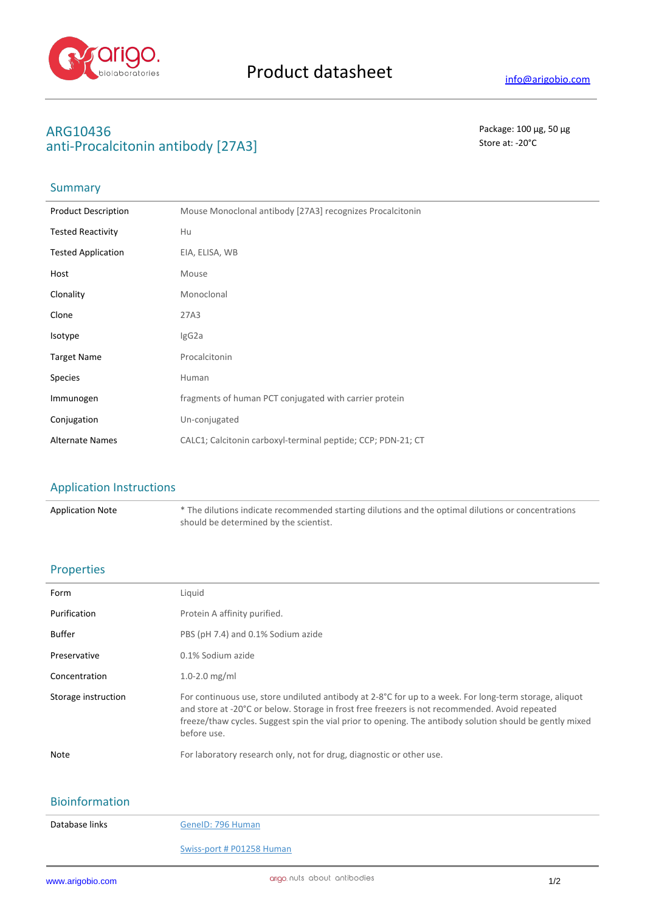# Product datasheet

info@arigobio.com

## ARG10436
## anti-Procalcitonin antibody [27A3]

Package: 100 μg, 50 μg
Store at: -20°C

## Summary

| | |
|---|---|
| Product Description | Mouse Monoclonal antibody [27A3] recognizes Procalcitonin |
| Tested Reactivity | Hu |
| Tested Application | EIA, ELISA, WB |
| Host | Mouse |
| Clonality | Monoclonal |
| Clone | 27A3 |
| Isotype | IgG2a |
| Target Name | Procalcitonin |
| Species | Human |
| Immunogen | fragments of human PCT conjugated with carrier protein |
| Conjugation | Un-conjugated |
| Alternate Names | CALC1; Calcitonin carboxyl-terminal peptide; CCP; PDN-21; CT |

## Application Instructions

| | |
|---|---|
| Application Note | * The dilutions indicate recommended starting dilutions and the optimal dilutions or concentrations should be determined by the scientist. |

## Properties

| | |
|---|---|
| Form | Liquid |
| Purification | Protein A affinity purified. |
| Buffer | PBS (pH 7.4) and 0.1% Sodium azide |
| Preservative | 0.1% Sodium azide |
| Concentration | 1.0-2.0 mg/ml |
| Storage instruction | For continuous use, store undiluted antibody at 2-8°C for up to a week. For long-term storage, aliquot and store at -20°C or below. Storage in frost free freezers is not recommended. Avoid repeated freeze/thaw cycles. Suggest spin the vial prior to opening. The antibody solution should be gently mixed before use. |
| Note | For laboratory research only, not for drug, diagnostic or other use. |

## Bioinformation

| | |
|---|---|
| Database links | GeneID: 796 Human |
| | Swiss-port # P01258 Human |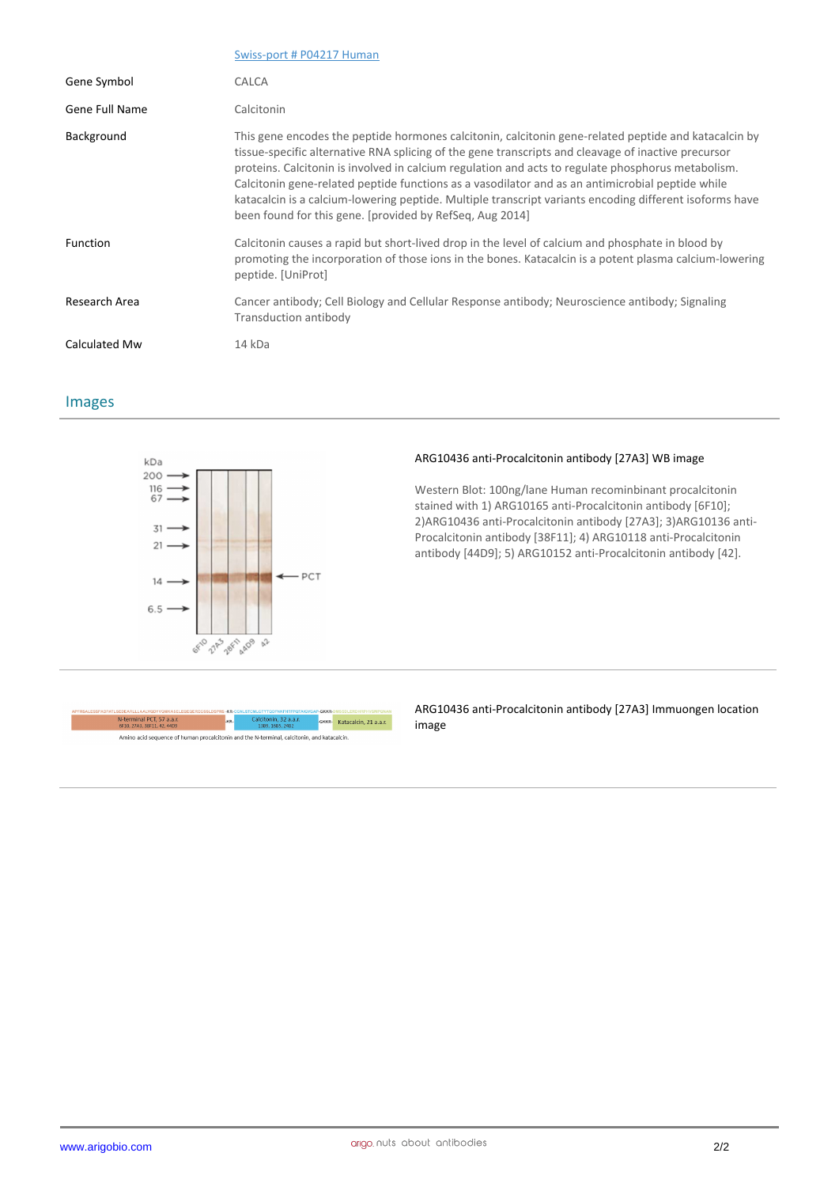| | |
|---|---|
| | Swiss-port # P04217 Human |
| Gene Symbol | CALCA |
| Gene Full Name | Calcitonin |
| Background | This gene encodes the peptide hormones calcitonin, calcitonin gene-related peptide and katacalcin by tissue-specific alternative RNA splicing of the gene transcripts and cleavage of inactive precursor proteins. Calcitonin is involved in calcium regulation and acts to regulate phosphorus metabolism. Calcitonin gene-related peptide functions as a vasodilator and as an antimicrobial peptide while katacalcin is a calcium-lowering peptide. Multiple transcript variants encoding different isoforms have been found for this gene. [provided by RefSeq, Aug 2014] |
| Function | Calcitonin causes a rapid but short-lived drop in the level of calcium and phosphate in blood by promoting the incorporation of those ions in the bones. Katacalcin is a potent plasma calcium-lowering peptide. [UniProt] |
| Research Area | Cancer antibody; Cell Biology and Cellular Response antibody; Neuroscience antibody; Signaling Transduction antibody |
| Calculated Mw | 14 kDa |

## Images

kDa
200
116
67
31
21
14
6.5
PCT
6F10
27A3
28F11
44D9
42

**ARG10436 anti-Procalcitonin antibody [27A3] WB image**

Western Blot: 100ng/lane Human recominbinant procalcitonin stained with 1) ARG10165 anti-Procalcitonin antibody [6F10]; 2)ARG10436 anti-Procalcitonin antibody [27A3]; 3)ARG10136 anti-Procalcitonin antibody [38F11]; 4) ARG10118 anti-Procalcitonin antibody [44D9]; 5) ARG10152 anti-Procalcitonin antibody [42].

N-terminal PCT, 57 a.a.r.
6F10, 27A3, 38F11, 42, 44D9
-KR-
Calcitonin, 32 a.a.r.
-GKKR-
Katacalcin, 21 a.a.r.
Amino acid sequence of human procalcitonin and the N-terminal, calcitonin, and katacalcin.

**ARG10436 anti-Procalcitonin antibody [27A3] Immuongen location image**